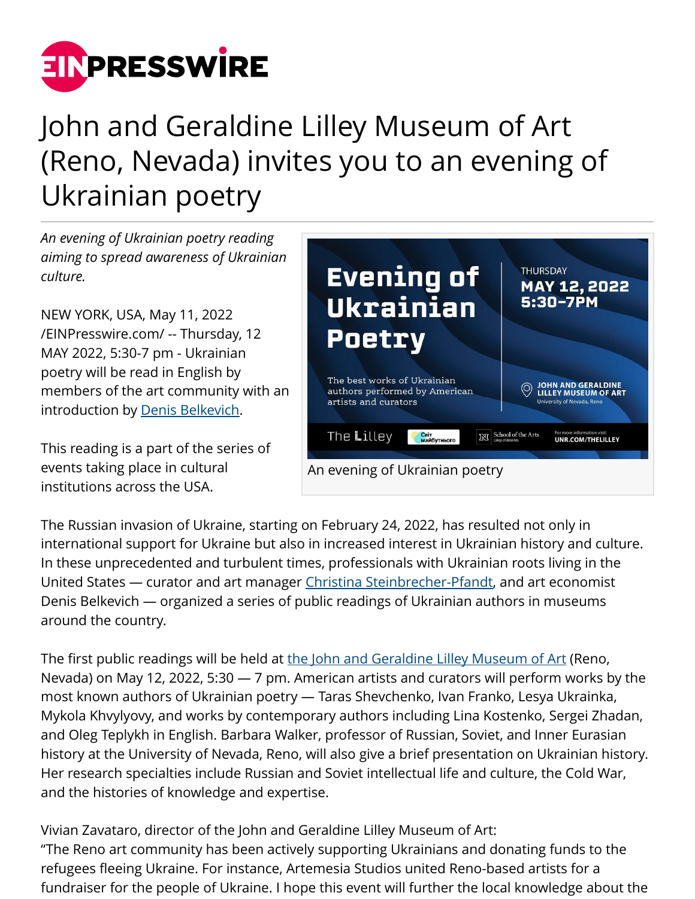# John and Geraldine Lilley Museum of Art (Reno, Nevada) invites you to an evening of Ukrainian poetry

*An evening of Ukrainian poetry reading aiming to spread awareness of Ukrainian culture.*

NEW YORK, USA, May 11, 2022 /EINPresswire.com/ -- Thursday, 12 MAY 2022, 5:30-7 pm - Ukrainian poetry will be read in English by members of the art community with an introduction by Denis Belkevich.

This reading is a part of the series of events taking place in cultural institutions across the USA.

An evening of Ukrainian poetry

The Russian invasion of Ukraine, starting on February 24, 2022, has resulted not only in international support for Ukraine but also in increased interest in Ukrainian history and culture. In these unprecedented and turbulent times, professionals with Ukrainian roots living in the United States — curator and art manager Christina Steinbrecher-Pfandt, and art economist Denis Belkevich — organized a series of public readings of Ukrainian authors in museums around the country.

The first public readings will be held at the John and Geraldine Lilley Museum of Art (Reno, Nevada) on May 12, 2022, 5:30 — 7 pm. American artists and curators will perform works by the most known authors of Ukrainian poetry — Taras Shevchenko, Ivan Franko, Lesya Ukrainka, Mykola Khvylyovy, and works by contemporary authors including Lina Kostenko, Sergei Zhadan, and Oleg Teplykh in English. Barbara Walker, professor of Russian, Soviet, and Inner Eurasian history at the University of Nevada, Reno, will also give a brief presentation on Ukrainian history. Her research specialties include Russian and Soviet intellectual life and culture, the Cold War, and the histories of knowledge and expertise.

Vivian Zavataro, director of the John and Geraldine Lilley Museum of Art:
"The Reno art community has been actively supporting Ukrainians and donating funds to the refugees fleeing Ukraine. For instance, Artemesia Studios united Reno-based artists for a fundraiser for the people of Ukraine. I hope this event will further the local knowledge about the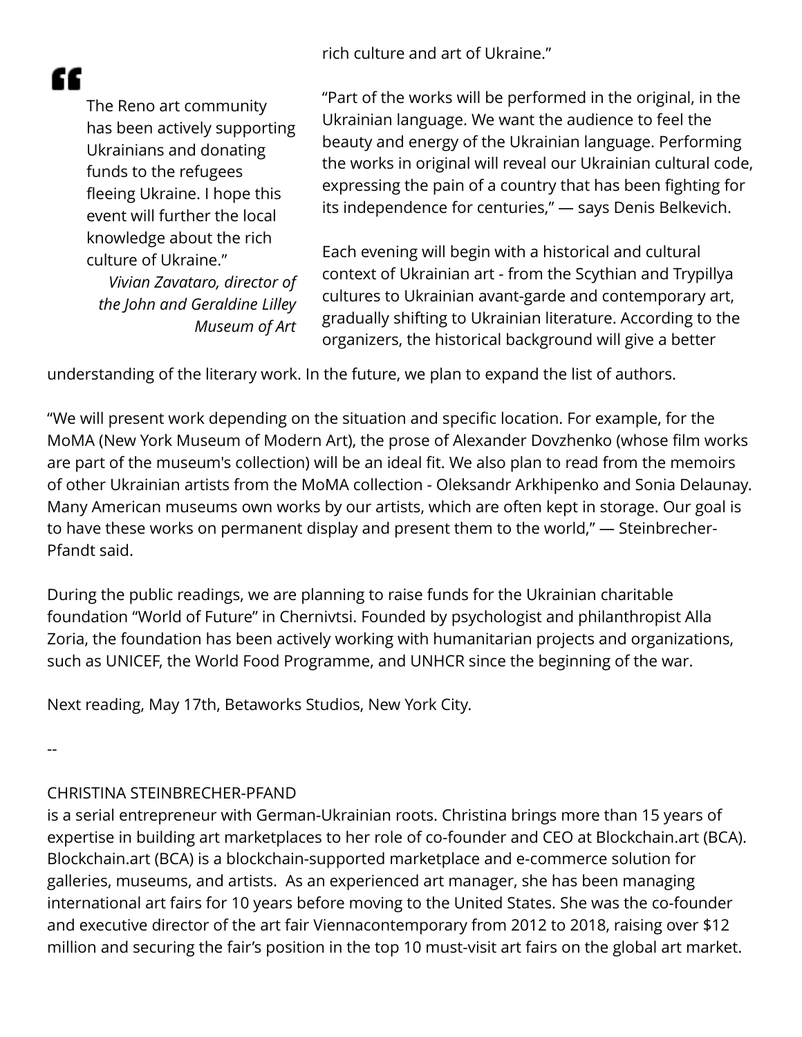> "The Reno art community has been actively supporting Ukrainians and donating funds to the refugees fleeing Ukraine. I hope this event will further the local knowledge about the rich culture of Ukraine."
>
> *Vivian Zavataro, director of the John and Geraldine Lilley Museum of Art*

rich culture and art of Ukraine."

"Part of the works will be performed in the original, in the Ukrainian language. We want the audience to feel the beauty and energy of the Ukrainian language. Performing the works in original will reveal our Ukrainian cultural code, expressing the pain of a country that has been fighting for its independence for centuries," — says Denis Belkevich.

Each evening will begin with a historical and cultural context of Ukrainian art - from the Scythian and Trypillya cultures to Ukrainian avant-garde and contemporary art, gradually shifting to Ukrainian literature. According to the organizers, the historical background will give a better understanding of the literary work. In the future, we plan to expand the list of authors.

"We will present work depending on the situation and specific location. For example, for the MoMA (New York Museum of Modern Art), the prose of Alexander Dovzhenko (whose film works are part of the museum's collection) will be an ideal fit. We also plan to read from the memoirs of other Ukrainian artists from the MoMA collection - Oleksandr Arkhipenko and Sonia Delaunay. Many American museums own works by our artists, which are often kept in storage. Our goal is to have these works on permanent display and present them to the world," — Steinbrecher-Pfandt said.

During the public readings, we are planning to raise funds for the Ukrainian charitable foundation "World of Future" in Chernivtsi. Founded by psychologist and philanthropist Alla Zoria, the foundation has been actively working with humanitarian projects and organizations, such as UNICEF, the World Food Programme, and UNHCR since the beginning of the war.

Next reading, May 17th, Betaworks Studios, New York City.

--

CHRISTINA STEINBRECHER-PFAND
is a serial entrepreneur with German-Ukrainian roots. Christina brings more than 15 years of expertise in building art marketplaces to her role of co-founder and CEO at Blockchain.art (BCA). Blockchain.art (BCA) is a blockchain-supported marketplace and e-commerce solution for galleries, museums, and artists. As an experienced art manager, she has been managing international art fairs for 10 years before moving to the United States. She was the co-founder and executive director of the art fair Viennacontemporary from 2012 to 2018, raising over $12 million and securing the fair's position in the top 10 must-visit art fairs on the global art market.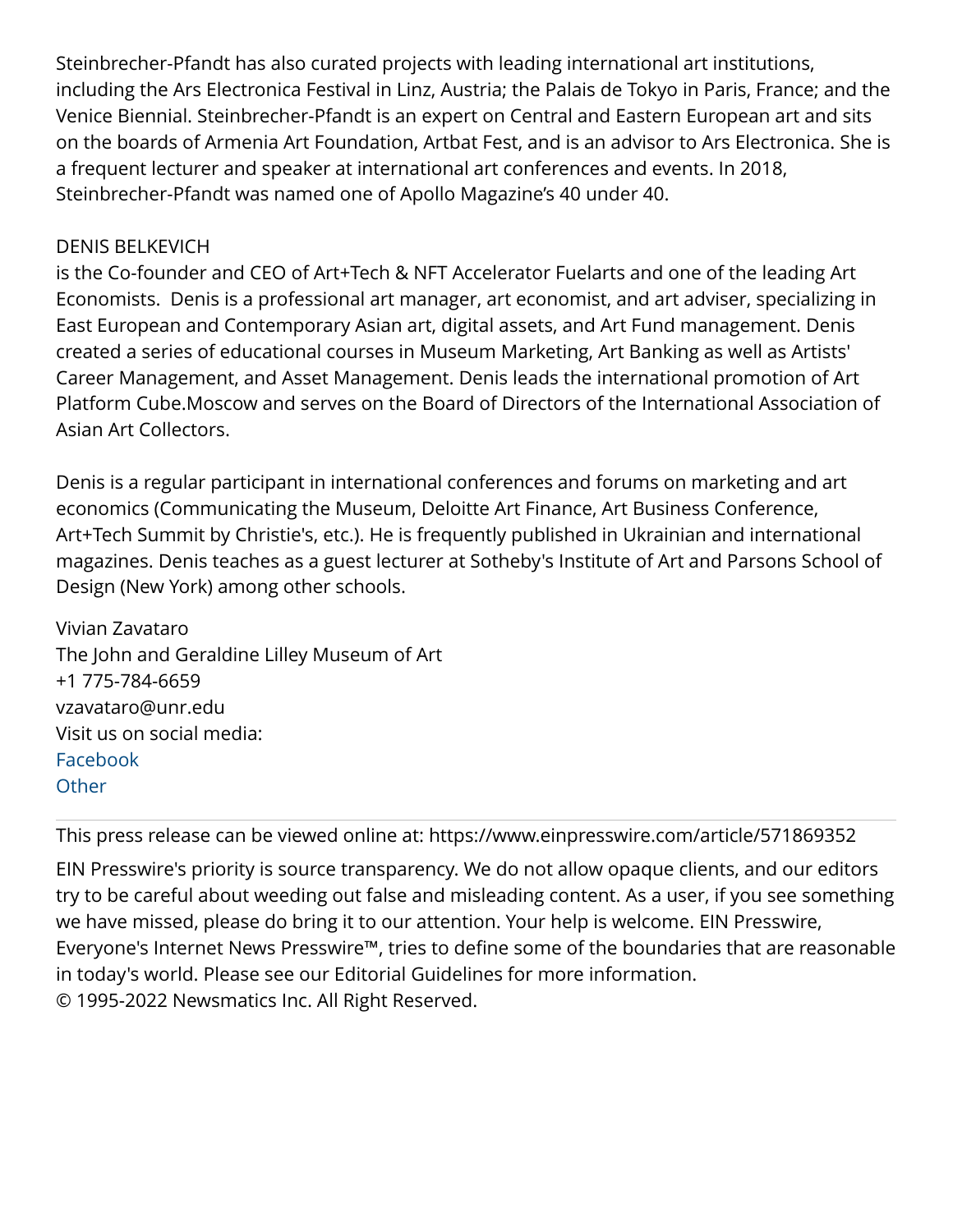Steinbrecher-Pfandt has also curated projects with leading international art institutions, including the Ars Electronica Festival in Linz, Austria; the Palais de Tokyo in Paris, France; and the Venice Biennial. Steinbrecher-Pfandt is an expert on Central and Eastern European art and sits on the boards of Armenia Art Foundation, Artbat Fest, and is an advisor to Ars Electronica. She is a frequent lecturer and speaker at international art conferences and events. In 2018, Steinbrecher-Pfandt was named one of Apollo Magazine's 40 under 40.

DENIS BELKEVICH
is the Co-founder and CEO of Art+Tech & NFT Accelerator Fuelarts and one of the leading Art Economists. Denis is a professional art manager, art economist, and art adviser, specializing in East European and Contemporary Asian art, digital assets, and Art Fund management. Denis created a series of educational courses in Museum Marketing, Art Banking as well as Artists' Career Management, and Asset Management. Denis leads the international promotion of Art Platform Cube.Moscow and serves on the Board of Directors of the International Association of Asian Art Collectors.

Denis is a regular participant in international conferences and forums on marketing and art economics (Communicating the Museum, Deloitte Art Finance, Art Business Conference, Art+Tech Summit by Christie's, etc.). He is frequently published in Ukrainian and international magazines. Denis teaches as a guest lecturer at Sotheby's Institute of Art and Parsons School of Design (New York) among other schools.

Vivian Zavataro
The John and Geraldine Lilley Museum of Art
+1 775-784-6659
vzavataro@unr.edu
Visit us on social media:
Facebook
Other

---

This press release can be viewed online at: https://www.einpresswire.com/article/571869352

EIN Presswire's priority is source transparency. We do not allow opaque clients, and our editors try to be careful about weeding out false and misleading content. As a user, if you see something we have missed, please do bring it to our attention. Your help is welcome. EIN Presswire, Everyone's Internet News Presswire™, tries to define some of the boundaries that are reasonable in today's world. Please see our Editorial Guidelines for more information.
© 1995-2022 Newsmatics Inc. All Right Reserved.